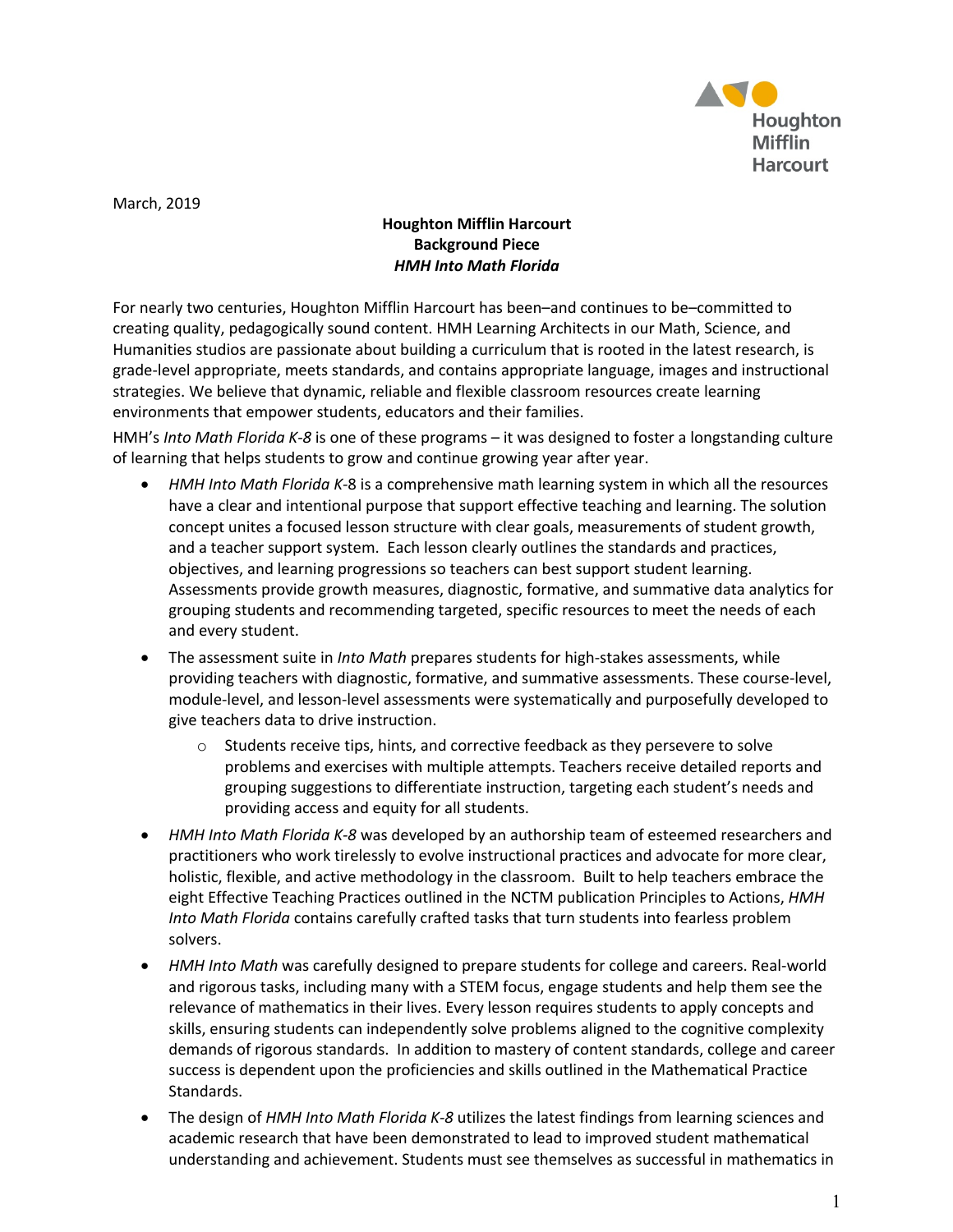March, 2019

**Houghton Mifflin Harcourt**
**Background Piece**
***HMH Into Math Florida***

For nearly two centuries, Houghton Mifflin Harcourt has been–and continues to be–committed to creating quality, pedagogically sound content. HMH Learning Architects in our Math, Science, and Humanities studios are passionate about building a curriculum that is rooted in the latest research, is grade-level appropriate, meets standards, and contains appropriate language, images and instructional strategies. We believe that dynamic, reliable and flexible classroom resources create learning environments that empower students, educators and their families.

HMH's *Into Math Florida K-8* is one of these programs – it was designed to foster a longstanding culture of learning that helps students to grow and continue growing year after year.

- *HMH Into Math Florida K*-8 is a comprehensive math learning system in which all the resources have a clear and intentional purpose that support effective teaching and learning. The solution concept unites a focused lesson structure with clear goals, measurements of student growth, and a teacher support system. Each lesson clearly outlines the standards and practices, objectives, and learning progressions so teachers can best support student learning. Assessments provide growth measures, diagnostic, formative, and summative data analytics for grouping students and recommending targeted, specific resources to meet the needs of each and every student.
- The assessment suite in *Into Math* prepares students for high-stakes assessments, while providing teachers with diagnostic, formative, and summative assessments. These course-level, module-level, and lesson-level assessments were systematically and purposefully developed to give teachers data to drive instruction.
    - Students receive tips, hints, and corrective feedback as they persevere to solve problems and exercises with multiple attempts. Teachers receive detailed reports and grouping suggestions to differentiate instruction, targeting each student's needs and providing access and equity for all students.
- *HMH Into Math Florida K-8* was developed by an authorship team of esteemed researchers and practitioners who work tirelessly to evolve instructional practices and advocate for more clear, holistic, flexible, and active methodology in the classroom. Built to help teachers embrace the eight Effective Teaching Practices outlined in the NCTM publication Principles to Actions, *HMH Into Math Florida* contains carefully crafted tasks that turn students into fearless problem solvers.
- *HMH Into Math* was carefully designed to prepare students for college and careers. Real-world and rigorous tasks, including many with a STEM focus, engage students and help them see the relevance of mathematics in their lives. Every lesson requires students to apply concepts and skills, ensuring students can independently solve problems aligned to the cognitive complexity demands of rigorous standards. In addition to mastery of content standards, college and career success is dependent upon the proficiencies and skills outlined in the Mathematical Practice Standards.
- The design of *HMH Into Math Florida K-8* utilizes the latest findings from learning sciences and academic research that have been demonstrated to lead to improved student mathematical understanding and achievement. Students must see themselves as successful in mathematics in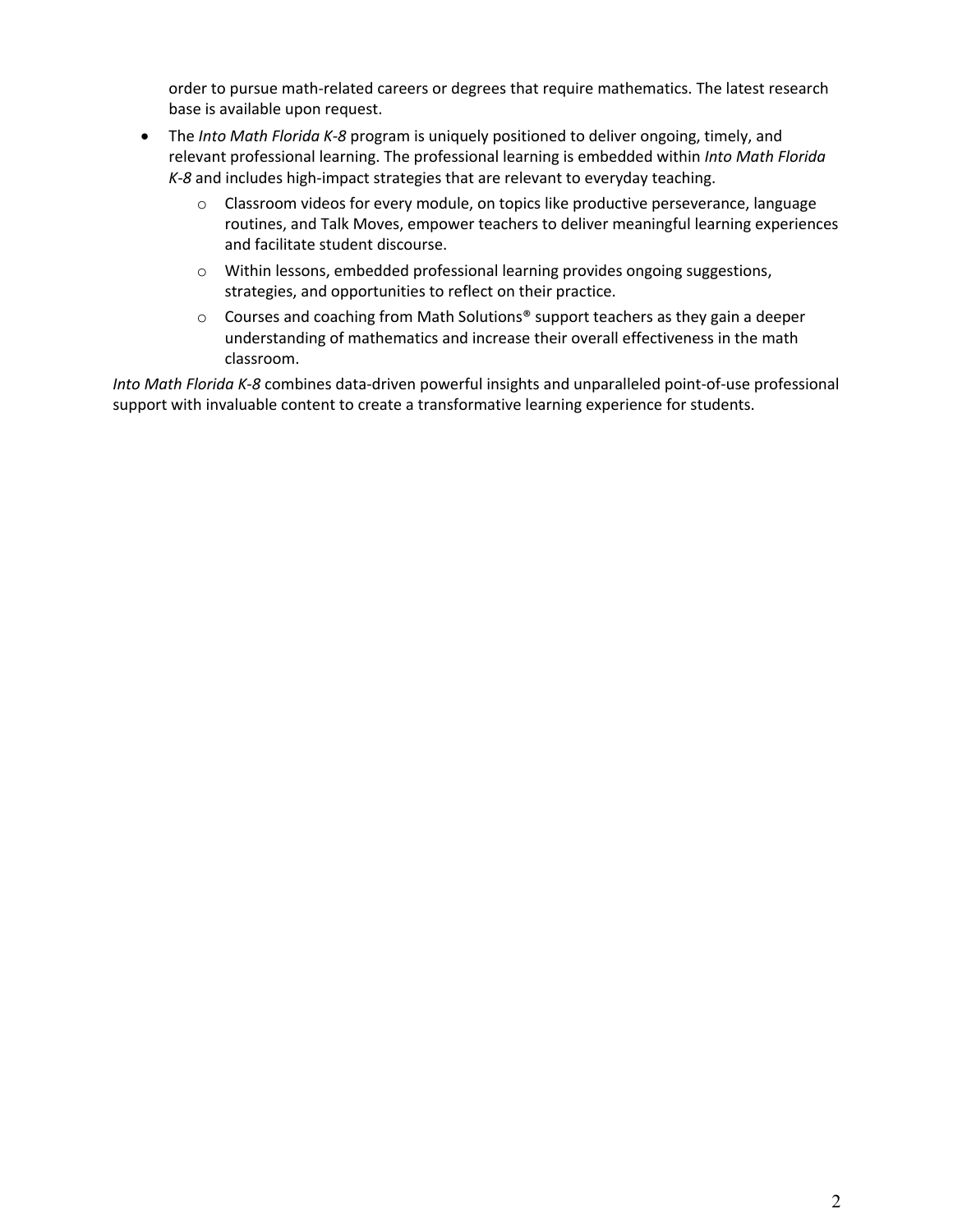order to pursue math-related careers or degrees that require mathematics. The latest research base is available upon request.

- The *Into Math Florida K-8* program is uniquely positioned to deliver ongoing, timely, and relevant professional learning. The professional learning is embedded within *Into Math Florida K-8* and includes high-impact strategies that are relevant to everyday teaching.
  - Classroom videos for every module, on topics like productive perseverance, language routines, and Talk Moves, empower teachers to deliver meaningful learning experiences and facilitate student discourse.
  - Within lessons, embedded professional learning provides ongoing suggestions, strategies, and opportunities to reflect on their practice.
  - Courses and coaching from Math Solutions® support teachers as they gain a deeper understanding of mathematics and increase their overall effectiveness in the math classroom.

*Into Math Florida K-8* combines data-driven powerful insights and unparalleled point-of-use professional support with invaluable content to create a transformative learning experience for students.